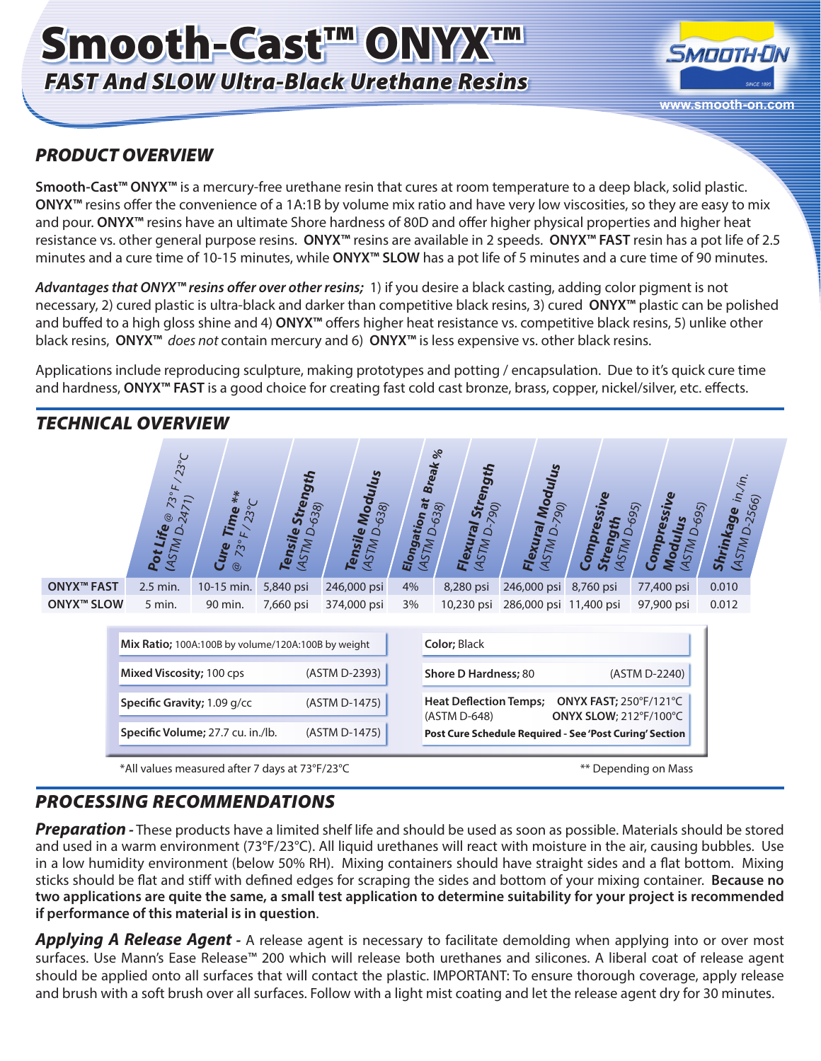# Smooth-Cast™ ONYX™

## *FAST And SLOW Ultra-Black Urethane Resins*

## *PRODUCT OVERVIEW*

**Smooth-Cast™ ONYX™** is a mercury-free urethane resin that cures at room temperature to a deep black, solid plastic. **ONYX™** resins offer the convenience of a 1A:1B by volume mix ratio and have very low viscosities, so they are easy to mix and pour. **ONYX™** resins have an ultimate Shore hardness of 80D and offer higher physical properties and higher heat resistance vs. other general purpose resins. **ONYX™** resins are available in 2 speeds. **ONYX™ FAST** resin has a pot life of 2.5 minutes and a cure time of 10-15 minutes, while **ONYX™ SLOW** has a pot life of 5 minutes and a cure time of 90 minutes.

***Advantages that ONYX™ resins offer over other resins;*** 1) if you desire a black casting, adding color pigment is not necessary, 2) cured plastic is ultra-black and darker than competitive black resins, 3) cured **ONYX™** plastic can be polished and buffed to a high gloss shine and 4) **ONYX™** offers higher heat resistance vs. competitive black resins, 5) unlike other black resins, **ONYX™** *does not* contain mercury and 6) **ONYX™** is less expensive vs. other black resins.

Applications include reproducing sculpture, making prototypes and potting / encapsulation. Due to it's quick cure time and hardness, **ONYX™ FAST** is a good choice for creating fast cold cast bronze, brass, copper, nickel/silver, etc. effects.

## *TECHNICAL OVERVIEW*

| | Pot Life @ 73°F / 23°C (ASTM D-2471) | Cure Time ** @ 73°F / 23°C | Tensile Strength (ASTM D-638) | Tensile Modulus (ASTM D-638) | Elongation at Break % (ASTM D-638) | Flexural Strength (ASTM D-790) | Flexural Modulus (ASTM D-790) | Compressive Strength (ASTM D-695) | Compressive Modulus (ASTM D-695) | Shrinkage in./in. (ASTM D-2566) |
|---|---|---|---|---|---|---|---|---|---|---|
| **ONYX™ FAST** | 2.5 min. | 10-15 min. | 5,840 psi | 246,000 psi | 4% | 8,280 psi | 246,000 psi | 8,760 psi | 77,400 psi | 0.010 |
| **ONYX™ SLOW** | 5 min. | 90 min. | 7,660 psi | 374,000 psi | 3% | 10,230 psi | 286,000 psi | 11,400 psi | 97,900 psi | 0.012 |

| | |
|---|---|
| **Mix Ratio;** 100A:100B by volume/120A:100B by weight | **Color;** Black |
| **Mixed Viscosity;** 100 cps (ASTM D-2393) | **Shore D Hardness;** 80 (ASTM D-2240) |
| **Specific Gravity;** 1.09 g/cc (ASTM D-1475) | **Heat Deflection Temps;** (ASTM D-648) **ONYX FAST;** 250°F/121°C **ONYX SLOW;** 212°F/100°C |
| **Specific Volume;** 27.7 cu. in./lb. (ASTM D-1475) | **Post Cure Schedule Required - See 'Post Curing' Section** |

*All values measured after 7 days at 73°F/23°C

** Depending on Mass

## *PROCESSING RECOMMENDATIONS*

***Preparation -*** These products have a limited shelf life and should be used as soon as possible. Materials should be stored and used in a warm environment (73°F/23°C). All liquid urethanes will react with moisture in the air, causing bubbles. Use in a low humidity environment (below 50% RH). Mixing containers should have straight sides and a flat bottom. Mixing sticks should be flat and stiff with defined edges for scraping the sides and bottom of your mixing container. **Because no two applications are quite the same, a small test application to determine suitability for your project is recommended if performance of this material is in question**.

***Applying A Release Agent -*** A release agent is necessary to facilitate demolding when applying into or over most surfaces. Use Mann's Ease Release™ 200 which will release both urethanes and silicones. A liberal coat of release agent should be applied onto all surfaces that will contact the plastic. IMPORTANT: To ensure thorough coverage, apply release and brush with a soft brush over all surfaces. Follow with a light mist coating and let the release agent dry for 30 minutes.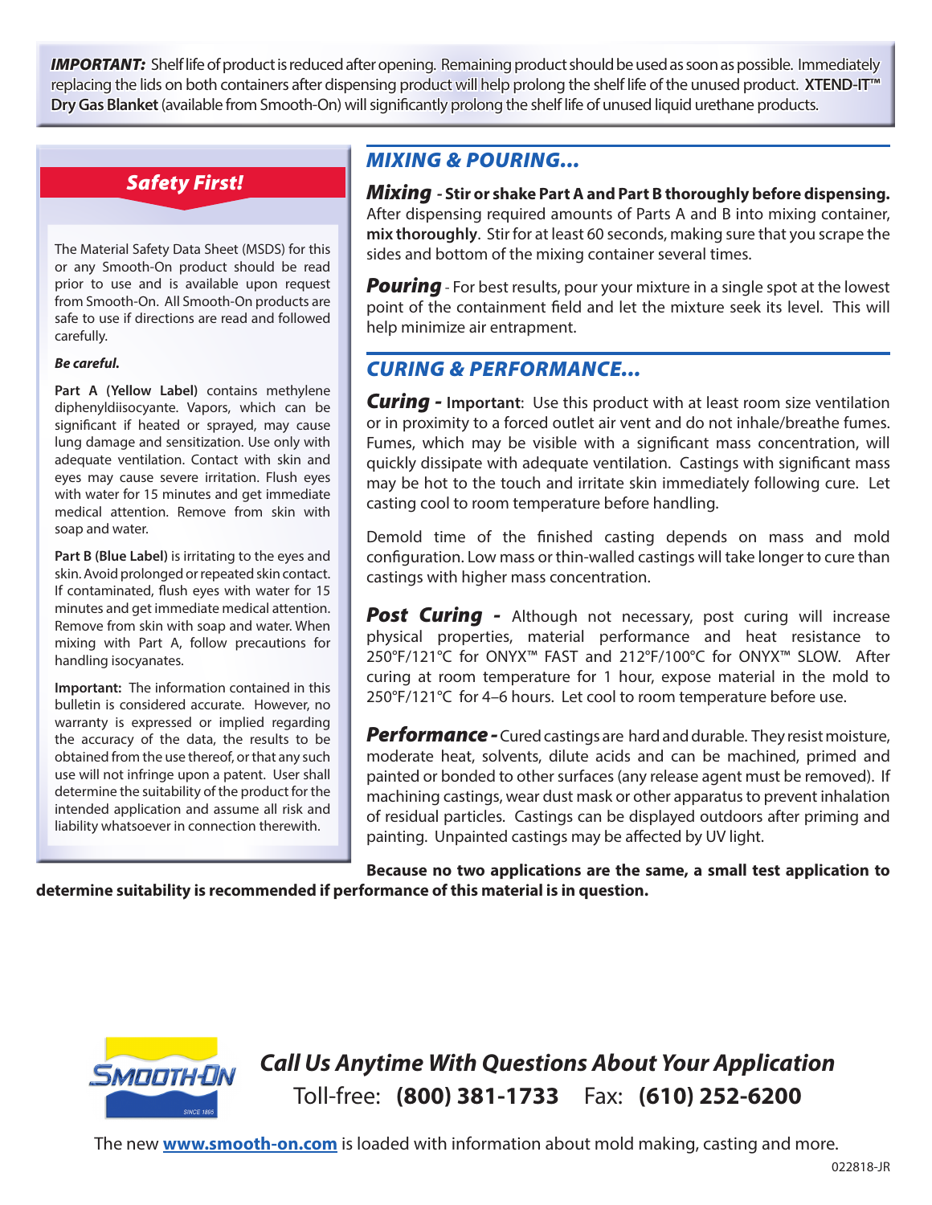***IMPORTANT:*** Shelf life of product is reduced after opening. Remaining product should be used as soon as possible. Immediately replacing the lids on both containers after dispensing product will help prolong the shelf life of the unused product. **XTEND-IT™ Dry Gas Blanket** (available from Smooth-On) will significantly prolong the shelf life of unused liquid urethane products.

## *Safety First!*

The Material Safety Data Sheet (MSDS) for this or any Smooth-On product should be read prior to use and is available upon request from Smooth-On. All Smooth-On products are safe to use if directions are read and followed carefully.

***Be careful.***

**Part A (Yellow Label)** contains methylene diphenyldiisocyanate. Vapors, which can be significant if heated or sprayed, may cause lung damage and sensitization. Use only with adequate ventilation. Contact with skin and eyes may cause severe irritation. Flush eyes with water for 15 minutes and get immediate medical attention. Remove from skin with soap and water.

**Part B (Blue Label)** is irritating to the eyes and skin. Avoid prolonged or repeated skin contact. If contaminated, flush eyes with water for 15 minutes and get immediate medical attention. Remove from skin with soap and water. When mixing with Part A, follow precautions for handling isocyanates.

**Important:** The information contained in this bulletin is considered accurate. However, no warranty is expressed or implied regarding the accuracy of the data, the results to be obtained from the use thereof, or that any such use will not infringe upon a patent. User shall determine the suitability of the product for the intended application and assume all risk and liability whatsoever in connection therewith.

## *MIXING & POURING...*

***Mixing*** **- Stir or shake Part A and Part B thoroughly before dispensing.** After dispensing required amounts of Parts A and B into mixing container, **mix thoroughly**. Stir for at least 60 seconds, making sure that you scrape the sides and bottom of the mixing container several times.

***Pouring*** - For best results, pour your mixture in a single spot at the lowest point of the containment field and let the mixture seek its level. This will help minimize air entrapment.

## *CURING & PERFORMANCE...*

***Curing -*** **Important**: Use this product with at least room size ventilation or in proximity to a forced outlet air vent and do not inhale/breathe fumes. Fumes, which may be visible with a significant mass concentration, will quickly dissipate with adequate ventilation. Castings with significant mass may be hot to the touch and irritate skin immediately following cure. Let casting cool to room temperature before handling.

Demold time of the finished casting depends on mass and mold configuration. Low mass or thin-walled castings will take longer to cure than castings with higher mass concentration.

***Post Curing -*** Although not necessary, post curing will increase physical properties, material performance and heat resistance to 250°F/121°C for ONYX™ FAST and 212°F/100°C for ONYX™ SLOW. After curing at room temperature for 1 hour, expose material in the mold to 250°F/121°C for 4–6 hours. Let cool to room temperature before use.

***Performance -*** Cured castings are hard and durable. They resist moisture, moderate heat, solvents, dilute acids and can be machined, primed and painted or bonded to other surfaces (any release agent must be removed). If machining castings, wear dust mask or other apparatus to prevent inhalation of residual particles. Castings can be displayed outdoors after priming and painting. Unpainted castings may be affected by UV light.

**Because no two applications are the same, a small test application to determine suitability is recommended if performance of this material is in question.**

***Call Us Anytime With Questions About Your Application***

Toll-free: **(800) 381-1733** Fax: **(610) 252-6200**

The new **www.smooth-on.com** is loaded with information about mold making, casting and more.

022818-JR